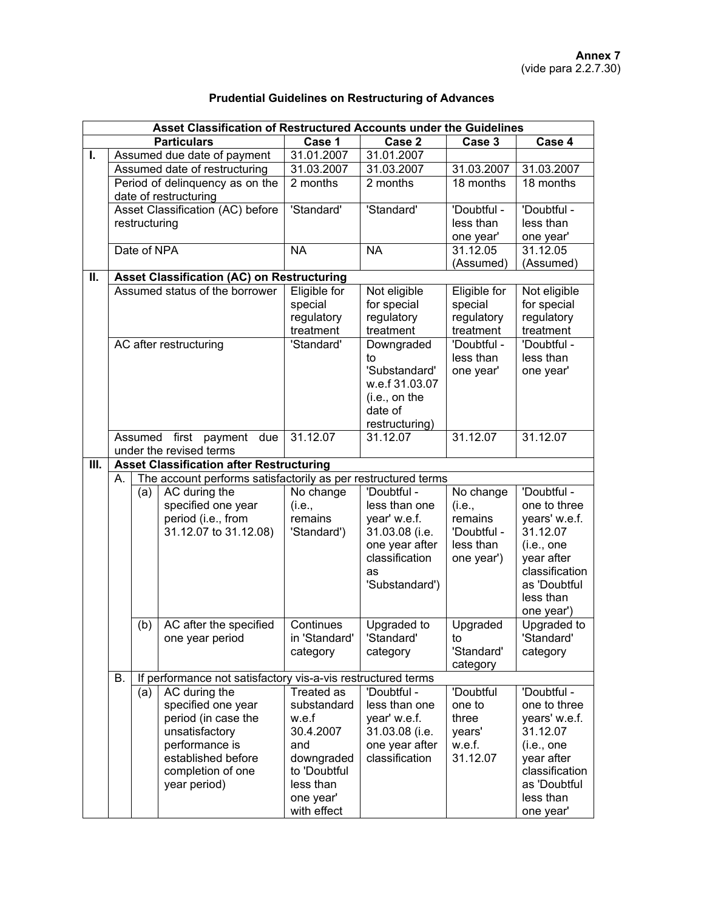**Annex 7**
(vide para 2.2.7.30)

## Prudential Guidelines on Restructuring of Advances

| Asset Classification of Restructured Accounts under the Guidelines | | | | | | | |
|---|---|---|---|---|---|---|---|
| | **Particulars** | | | **Case 1** | **Case 2** | **Case 3** | **Case 4** |
| **I.** | Assumed due date of payment | | | 31.01.2007 | 31.01.2007 | | |
| | Assumed date of restructuring | | | 31.03.2007 | 31.03.2007 | 31.03.2007 | 31.03.2007 |
| | Period of delinquency as on the date of restructuring | | | 2 months | 2 months | 18 months | 18 months |
| | Asset Classification (AC) before restructuring | | | 'Standard' | 'Standard' | 'Doubtful - less than one year' | 'Doubtful - less than one year' |
| | Date of NPA | | | NA | NA | 31.12.05 (Assumed) | 31.12.05 (Assumed) |
| **II.** | **Asset Classification (AC) on Restructuring** | | | | | | |
| | Assumed status of the borrower | | | Eligible for special regulatory treatment | Not eligible for special regulatory treatment | Eligible for special regulatory treatment | Not eligible for special regulatory treatment |
| | AC after restructuring | | | 'Standard' | Downgraded to 'Substandard' w.e.f 31.03.07 (i.e., on the date of restructuring) | 'Doubtful - less than one year' | 'Doubtful - less than one year' |
| | Assumed first payment due under the revised terms | | | 31.12.07 | 31.12.07 | 31.12.07 | 31.12.07 |
| **III.** | **Asset Classification after Restructuring** | | | | | | |
| | A. | The account performs satisfactorily as per restructured terms | | | | | |
| | | (a) | AC during the specified one year period (i.e., from 31.12.07 to 31.12.08) | No change (i.e., remains 'Standard') | 'Doubtful - less than one year' w.e.f. 31.03.08 (i.e. one year after classification as 'Substandard') | No change (i.e., remains 'Doubtful - less than one year') | 'Doubtful - one to three years' w.e.f. 31.12.07 (i.e., one year after classification as 'Doubtful less than one year') |
| | | (b) | AC after the specified one year period | Continues in 'Standard' category | Upgraded to 'Standard' category | Upgraded to 'Standard' category | Upgraded to 'Standard' category |
| | B. | If performance not satisfactory vis-a-vis restructured terms | | | | | |
| | | (a) | AC during the specified one year period (in case the unsatisfactory performance is established before completion of one year period) | Treated as substandard w.e.f 30.4.2007 and downgraded to 'Doubtful less than one year' with effect | 'Doubtful - less than one year' w.e.f. 31.03.08 (i.e. one year after classification | 'Doubtful one to three years' w.e.f. 31.12.07 | 'Doubtful - one to three years' w.e.f. 31.12.07 (i.e., one year after classification as 'Doubtful less than one year' |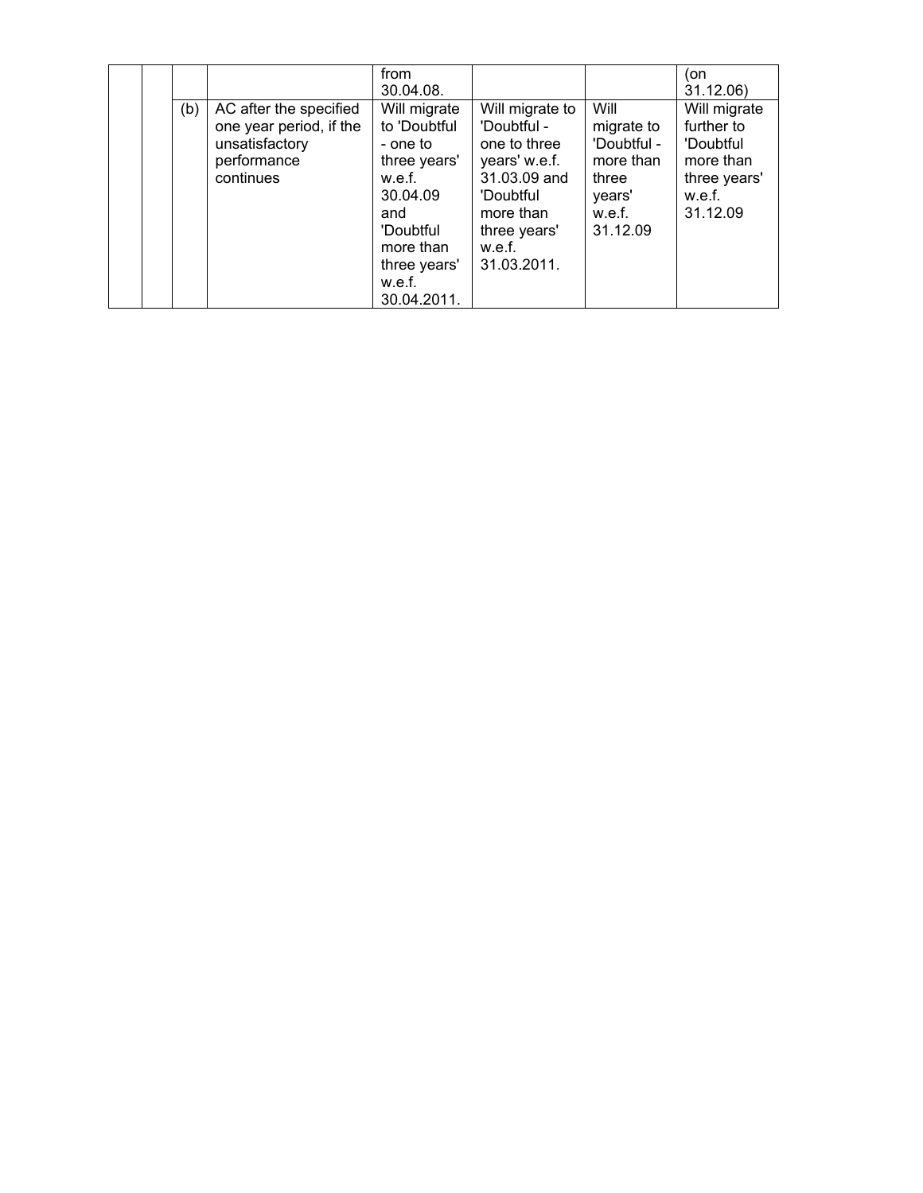| | | | | | | | |
|---|---|---|---|---|---|---|---|
| | | | | from 30.04.08. | | | (on 31.12.06) |
| | | (b) | AC after the specified one year period, if the unsatisfactory performance continues | Will migrate to 'Doubtful - one to three years' w.e.f. 30.04.09 and 'Doubtful more than three years' w.e.f. 30.04.2011. | Will migrate to 'Doubtful - one to three years' w.e.f. 31.03.09 and 'Doubtful more than three years' w.e.f. 31.03.2011. | Will migrate to 'Doubtful - more than three years' w.e.f. 31.12.09 | Will migrate further to 'Doubtful more than three years' w.e.f. 31.12.09 |